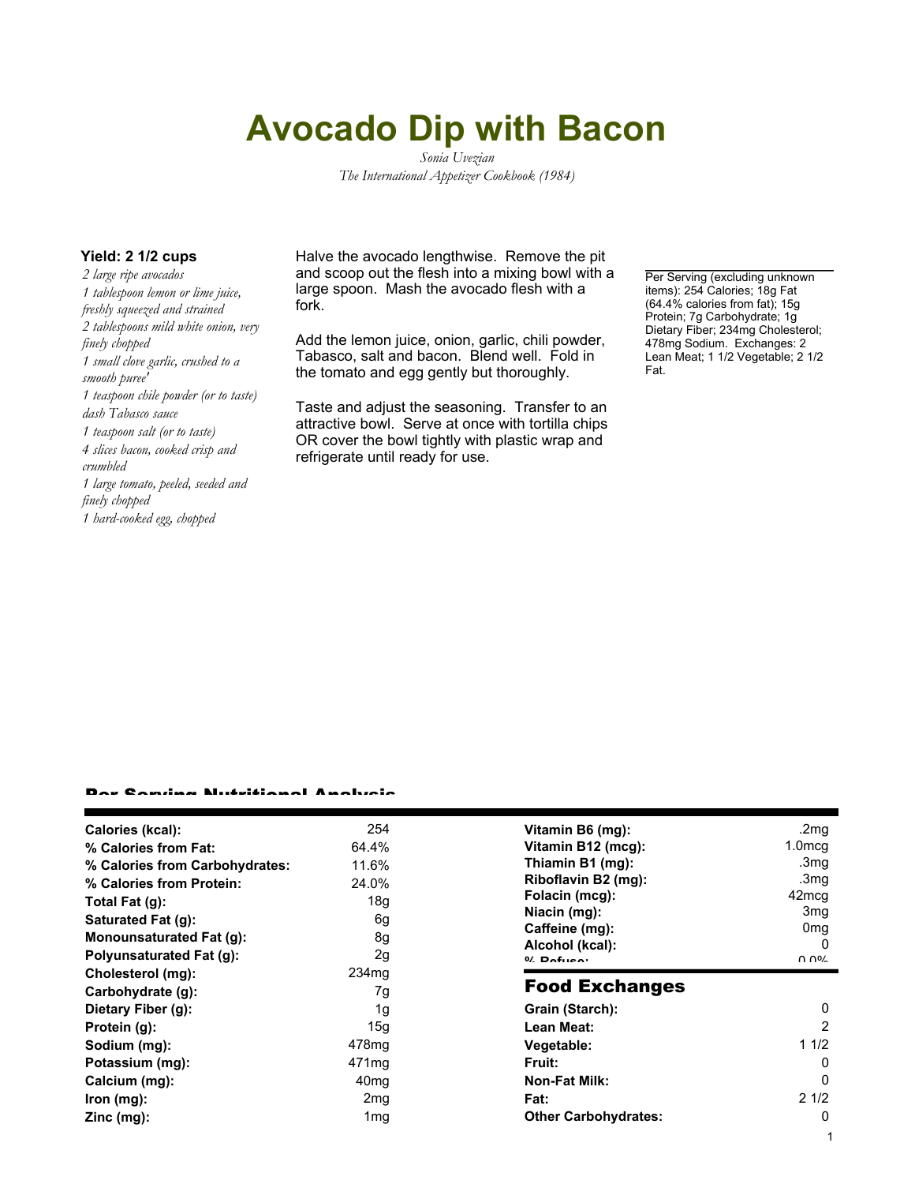# Avocado Dip with Bacon

*Sonia Uvezian*
*The International Appetizer Cookbook (1984)*

**Yield: 2 1/2 cups**

*2 large ripe avocados*
*1 tablespoon lemon or lime juice, freshly squeezed and strained*
*2 tablespoons mild white onion, very finely chopped*
*1 small clove garlic, crushed to a smooth puree'*
*1 teaspoon chile powder (or to taste)*
*dash Tabasco sauce*
*1 teaspoon salt (or to taste)*
*4 slices bacon, cooked crisp and crumbled*
*1 large tomato, peeled, seeded and finely chopped*
*1 hard-cooked egg, chopped*

Halve the avocado lengthwise. Remove the pit and scoop out the flesh into a mixing bowl with a large spoon. Mash the avocado flesh with a fork.

Add the lemon juice, onion, garlic, chili powder, Tabasco, salt and bacon. Blend well. Fold in the tomato and egg gently but thoroughly.

Taste and adjust the seasoning. Transfer to an attractive bowl. Serve at once with tortilla chips OR cover the bowl tightly with plastic wrap and refrigerate until ready for use.

Per Serving (excluding unknown items): 254 Calories; 18g Fat (64.4% calories from fat); 15g Protein; 7g Carbohydrate; 1g Dietary Fiber; 234mg Cholesterol; 478mg Sodium. Exchanges: 2 Lean Meat; 1 1/2 Vegetable; 2 1/2 Fat.

## Per Serving Nutritional Analysis

| | |
|---|---|
| **Calories (kcal):** | 254 |
| **% Calories from Fat:** | 64.4% |
| **% Calories from Carbohydrates:** | 11.6% |
| **% Calories from Protein:** | 24.0% |
| **Total Fat (g):** | 18g |
| **Saturated Fat (g):** | 6g |
| **Monounsaturated Fat (g):** | 8g |
| **Polyunsaturated Fat (g):** | 2g |
| **Cholesterol (mg):** | 234mg |
| **Carbohydrate (g):** | 7g |
| **Dietary Fiber (g):** | 1g |
| **Protein (g):** | 15g |
| **Sodium (mg):** | 478mg |
| **Potassium (mg):** | 471mg |
| **Calcium (mg):** | 40mg |
| **Iron (mg):** | 2mg |
| **Zinc (mg):** | 1mg |
| **Vitamin B6 (mg):** | .2mg |
| **Vitamin B12 (mcg):** | 1.0mcg |
| **Thiamin B1 (mg):** | .3mg |
| **Riboflavin B2 (mg):** | .3mg |
| **Folacin (mcg):** | 42mcg |
| **Niacin (mg):** | 3mg |
| **Caffeine (mg):** | 0mg |
| **Alcohol (kcal):** | 0 |
| **% Refuse:** | 0.0% |

## Food Exchanges

| | |
|---|---|
| **Grain (Starch):** | 0 |
| **Lean Meat:** | 2 |
| **Vegetable:** | 1 1/2 |
| **Fruit:** | 0 |
| **Non-Fat Milk:** | 0 |
| **Fat:** | 2 1/2 |
| **Other Carbohydrates:** | 0 |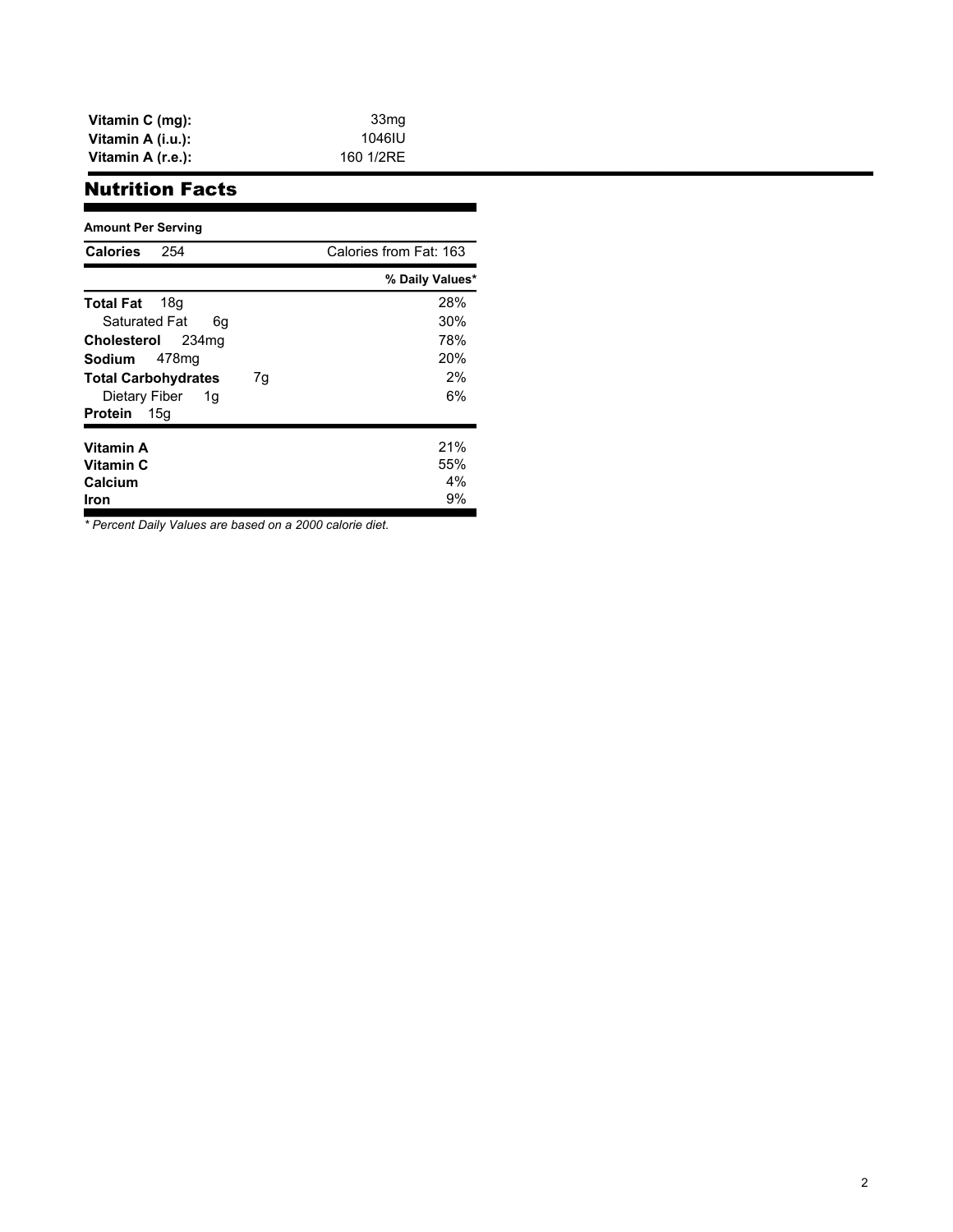| | |
|---|---|
| **Vitamin C (mg):** | 33mg |
| **Vitamin A (i.u.):** | 1046IU |
| **Vitamin A (r.e.):** | 160 1/2RE |

## Nutrition Facts

**Amount Per Serving**

| **Calories** 254 | Calories from Fat: 163 |
|---|---|
| | **% Daily Values*** |
| **Total Fat** 18g | 28% |
| Saturated Fat 6g | 30% |
| **Cholesterol** 234mg | 78% |
| **Sodium** 478mg | 20% |
| **Total Carbohydrates** 7g | 2% |
| Dietary Fiber 1g | 6% |
| **Protein** 15g | |
| **Vitamin A** | 21% |
| **Vitamin C** | 55% |
| **Calcium** | 4% |
| **Iron** | 9% |

*\* Percent Daily Values are based on a 2000 calorie diet.*